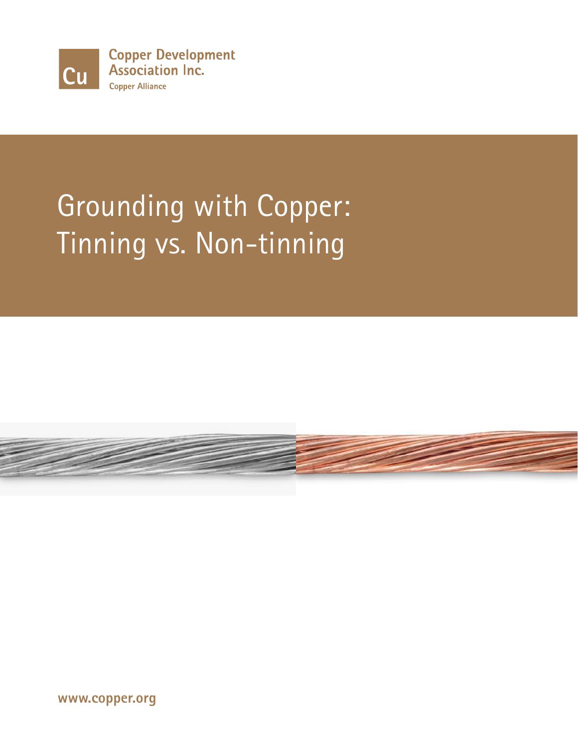Copper Development Association Inc.

Copper Alliance

# Grounding with Copper: Tinning vs. Non-tinning

www.copper.org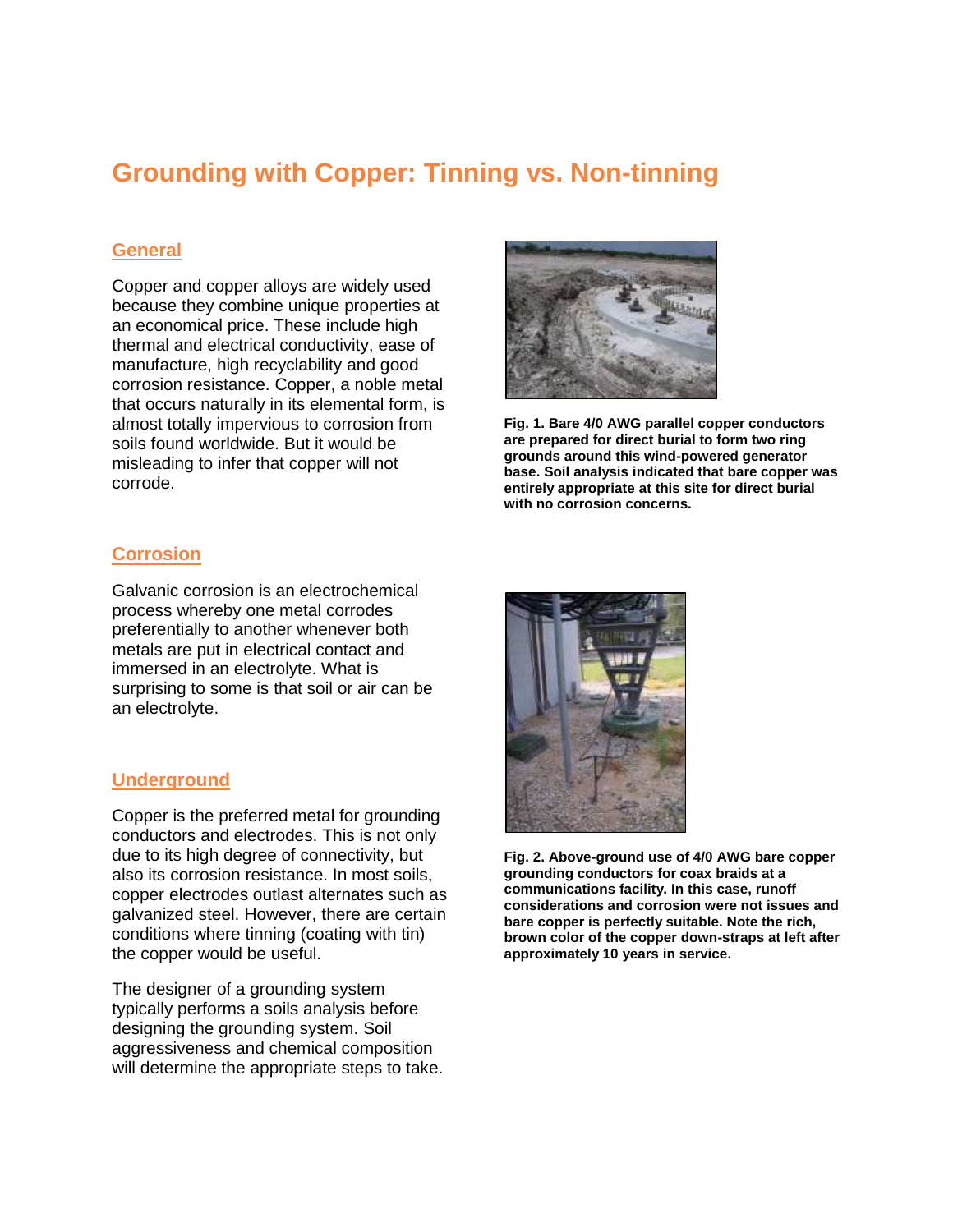# Grounding with Copper: Tinning vs. Non-tinning

## General

Copper and copper alloys are widely used because they combine unique properties at an economical price. These include high thermal and electrical conductivity, ease of manufacture, high recyclability and good corrosion resistance. Copper, a noble metal that occurs naturally in its elemental form, is almost totally impervious to corrosion from soils found worldwide. But it would be misleading to infer that copper will not corrode.

**Fig. 1. Bare 4/0 AWG parallel copper conductors are prepared for direct burial to form two ring grounds around this wind-powered generator base. Soil analysis indicated that bare copper was entirely appropriate at this site for direct burial with no corrosion concerns.**

## Corrosion

Galvanic corrosion is an electrochemical process whereby one metal corrodes preferentially to another whenever both metals are put in electrical contact and immersed in an electrolyte. What is surprising to some is that soil or air can be an electrolyte.

**Fig. 2. Above-ground use of 4/0 AWG bare copper grounding conductors for coax braids at a communications facility. In this case, runoff considerations and corrosion were not issues and bare copper is perfectly suitable. Note the rich, brown color of the copper down-straps at left after approximately 10 years in service.**

## Underground

Copper is the preferred metal for grounding conductors and electrodes. This is not only due to its high degree of connectivity, but also its corrosion resistance. In most soils, copper electrodes outlast alternates such as galvanized steel. However, there are certain conditions where tinning (coating with tin) the copper would be useful.

The designer of a grounding system typically performs a soils analysis before designing the grounding system. Soil aggressiveness and chemical composition will determine the appropriate steps to take.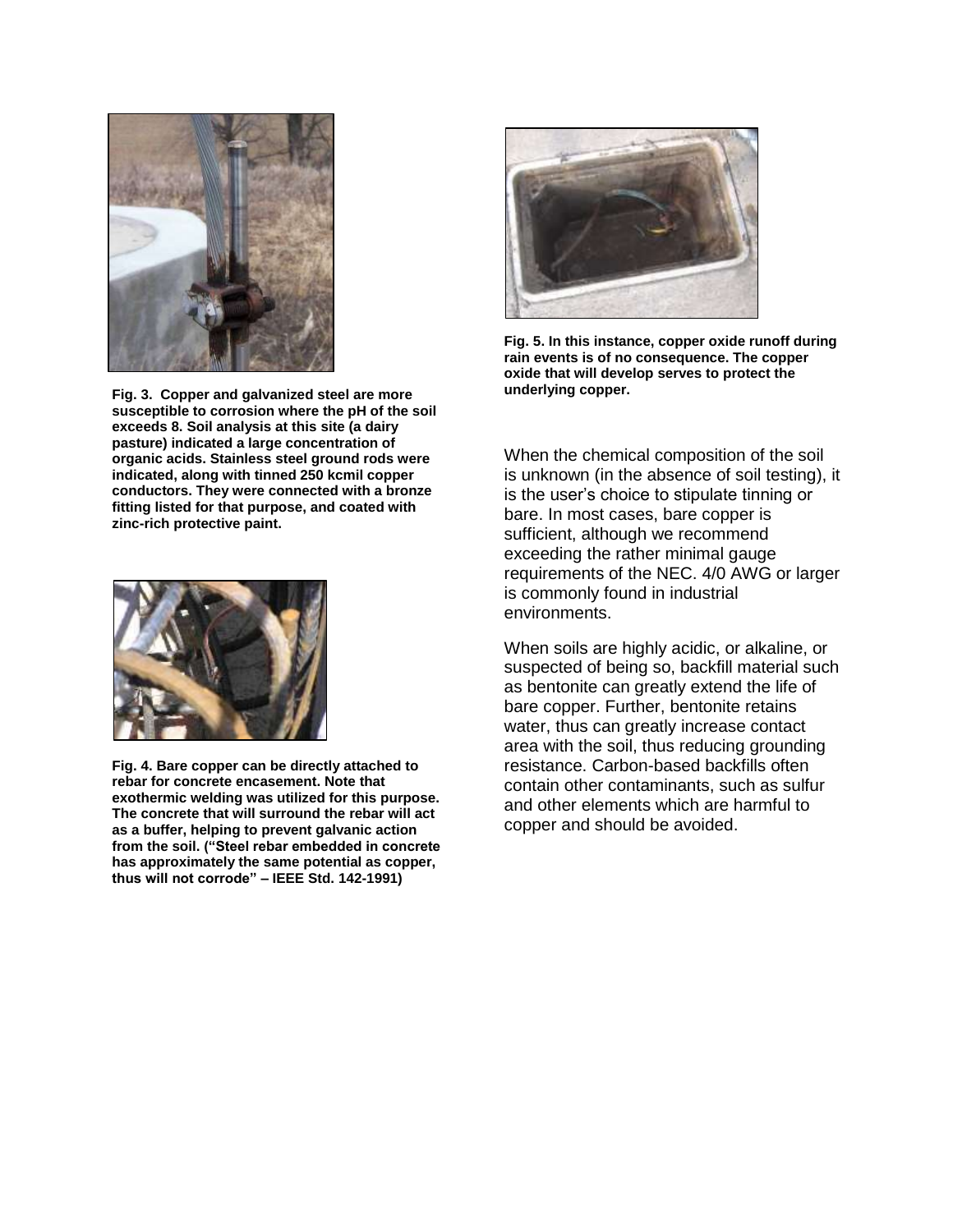**Fig. 3. Copper and galvanized steel are more susceptible to corrosion where the pH of the soil exceeds 8. Soil analysis at this site (a dairy pasture) indicated a large concentration of organic acids. Stainless steel ground rods were indicated, along with tinned 250 kcmil copper conductors. They were connected with a bronze fitting listed for that purpose, and coated with zinc-rich protective paint.**

**Fig. 4. Bare copper can be directly attached to rebar for concrete encasement. Note that exothermic welding was utilized for this purpose. The concrete that will surround the rebar will act as a buffer, helping to prevent galvanic action from the soil. ("Steel rebar embedded in concrete has approximately the same potential as copper, thus will not corrode" – IEEE Std. 142-1991)**

**Fig. 5. In this instance, copper oxide runoff during rain events is of no consequence. The copper oxide that will develop serves to protect the underlying copper.**

When the chemical composition of the soil is unknown (in the absence of soil testing), it is the user's choice to stipulate tinning or bare. In most cases, bare copper is sufficient, although we recommend exceeding the rather minimal gauge requirements of the NEC. 4/0 AWG or larger is commonly found in industrial environments.

When soils are highly acidic, or alkaline, or suspected of being so, backfill material such as bentonite can greatly extend the life of bare copper. Further, bentonite retains water, thus can greatly increase contact area with the soil, thus reducing grounding resistance. Carbon-based backfills often contain other contaminants, such as sulfur and other elements which are harmful to copper and should be avoided.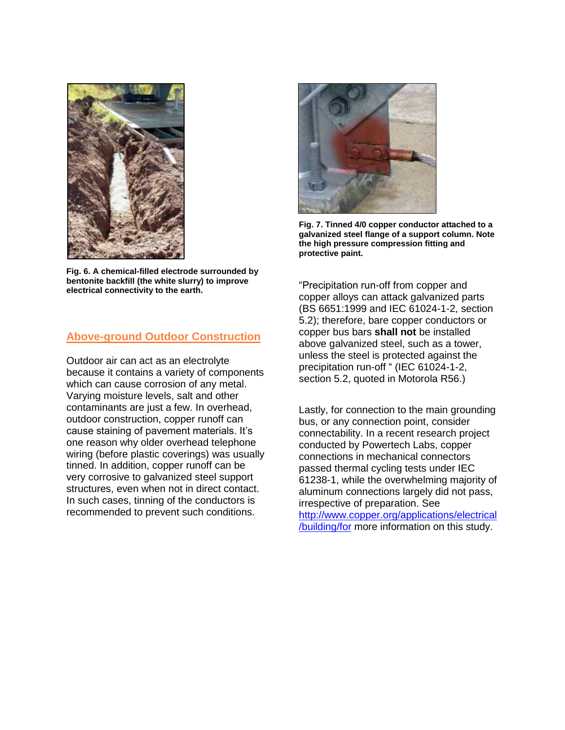Fig. 6. A chemical-filled electrode surrounded by bentonite backfill (the white slurry) to improve electrical connectivity to the earth.

## Above-ground Outdoor Construction

Outdoor air can act as an electrolyte because it contains a variety of components which can cause corrosion of any metal. Varying moisture levels, salt and other contaminants are just a few. In overhead, outdoor construction, copper runoff can cause staining of pavement materials. It's one reason why older overhead telephone wiring (before plastic coverings) was usually tinned. In addition, copper runoff can be very corrosive to galvanized steel support structures, even when not in direct contact. In such cases, tinning of the conductors is recommended to prevent such conditions.

Fig. 7. Tinned 4/0 copper conductor attached to a galvanized steel flange of a support column. Note the high pressure compression fitting and protective paint.

"Precipitation run-off from copper and copper alloys can attack galvanized parts (BS 6651:1999 and IEC 61024-1-2, section 5.2); therefore, bare copper conductors or copper bus bars **shall not** be installed above galvanized steel, such as a tower, unless the steel is protected against the precipitation run-off " (IEC 61024-1-2, section 5.2, quoted in Motorola R56.)

Lastly, for connection to the main grounding bus, or any connection point, consider connectability. In a recent research project conducted by Powertech Labs, copper connections in mechanical connectors passed thermal cycling tests under IEC 61238-1, while the overwhelming majority of aluminum connections largely did not pass, irrespective of preparation. See http://www.copper.org/applications/electrical/building/for more information on this study.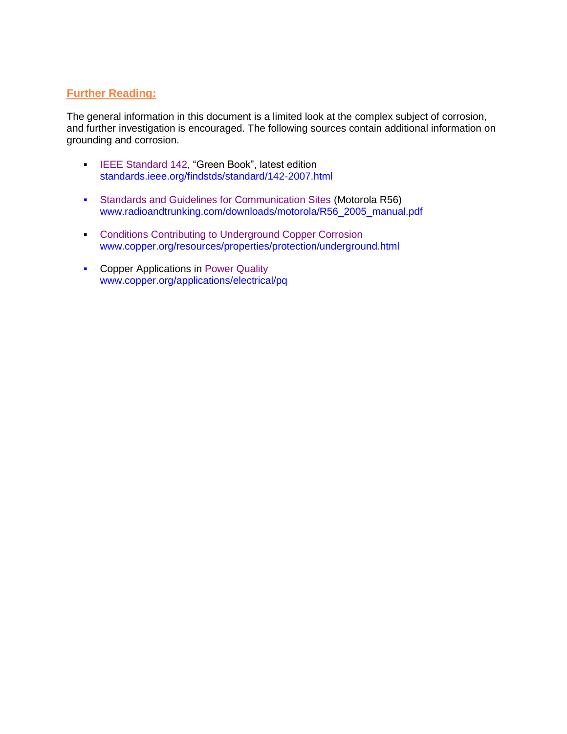## Further Reading:

The general information in this document is a limited look at the complex subject of corrosion, and further investigation is encouraged. The following sources contain additional information on grounding and corrosion.

- IEEE Standard 142, "Green Book", latest edition
  standards.ieee.org/findstds/standard/142-2007.html

- Standards and Guidelines for Communication Sites (Motorola R56)
  www.radioandtrunking.com/downloads/motorola/R56_2005_manual.pdf

- Conditions Contributing to Underground Copper Corrosion
  www.copper.org/resources/properties/protection/underground.html

- Copper Applications in Power Quality
  www.copper.org/applications/electrical/pq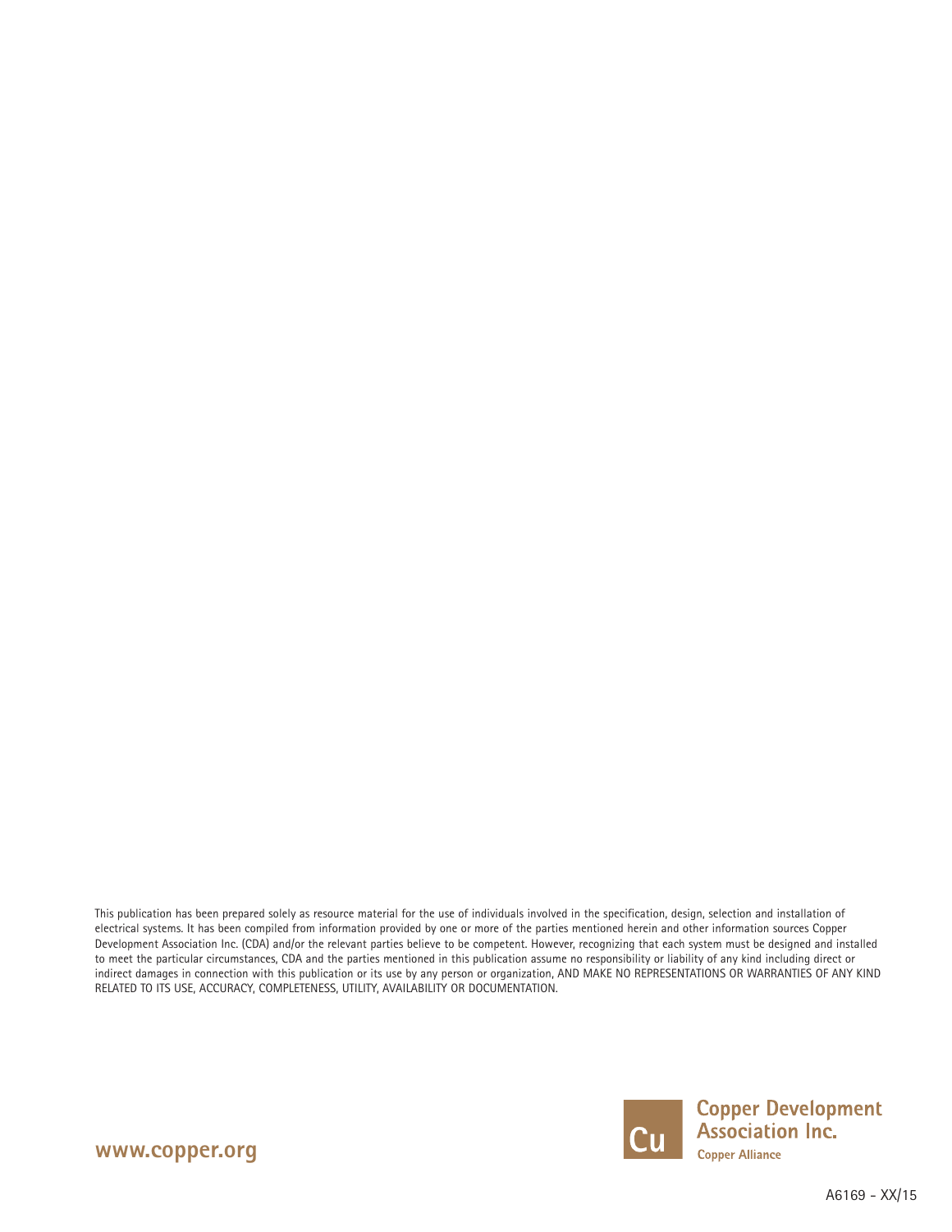This publication has been prepared solely as resource material for the use of individuals involved in the specification, design, selection and installation of electrical systems. It has been compiled from information provided by one or more of the parties mentioned herein and other information sources Copper Development Association Inc. (CDA) and/or the relevant parties believe to be competent. However, recognizing that each system must be designed and installed to meet the particular circumstances, CDA and the parties mentioned in this publication assume no responsibility or liability of any kind including direct or indirect damages in connection with this publication or its use by any person or organization, AND MAKE NO REPRESENTATIONS OR WARRANTIES OF ANY KIND RELATED TO ITS USE, ACCURACY, COMPLETENESS, UTILITY, AVAILABILITY OR DOCUMENTATION.

**www.copper.org**

Cu **Copper Development Association Inc.**
Copper Alliance

A6169 - XX/15